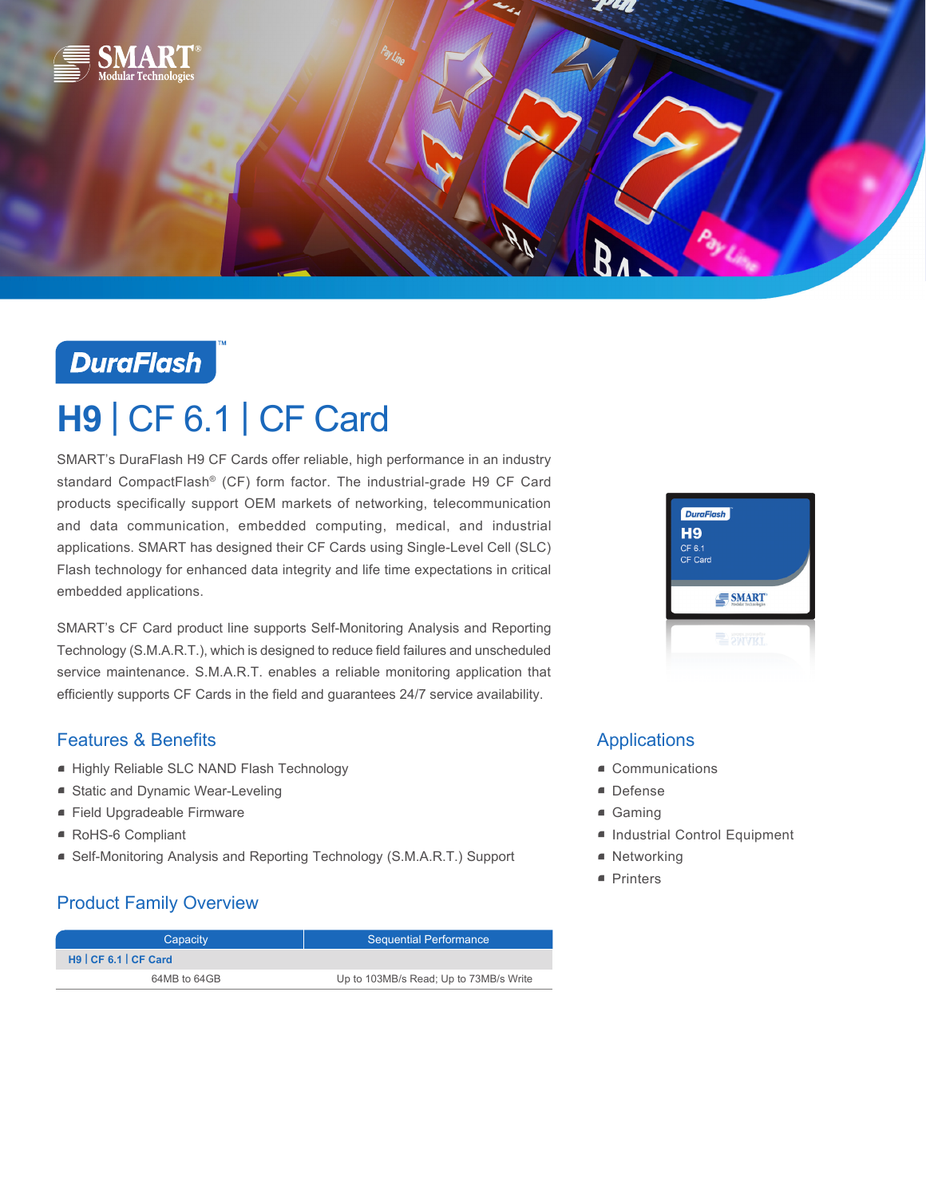DuraFlash™

# H9 | CF 6.1 | CF Card

SMART's DuraFlash H9 CF Cards offer reliable, high performance in an industry standard CompactFlash® (CF) form factor. The industrial-grade H9 CF Card products specifically support OEM markets of networking, telecommunication and data communication, embedded computing, medical, and industrial applications. SMART has designed their CF Cards using Single-Level Cell (SLC) Flash technology for enhanced data integrity and life time expectations in critical embedded applications.

SMART's CF Card product line supports Self-Monitoring Analysis and Reporting Technology (S.M.A.R.T.), which is designed to reduce field failures and unscheduled service maintenance. S.M.A.R.T. enables a reliable monitoring application that efficiently supports CF Cards in the field and guarantees 24/7 service availability.

## Features & Benefits

- Highly Reliable SLC NAND Flash Technology
- Static and Dynamic Wear-Leveling
- Field Upgradeable Firmware
- RoHS-6 Compliant
- Self-Monitoring Analysis and Reporting Technology (S.M.A.R.T.) Support

## Applications

- Communications
- Defense
- Gaming
- Industrial Control Equipment
- Networking
- Printers

## Product Family Overview

| Capacity | Sequential Performance |
|---|---|
| **H9 \| CF 6.1 \| CF Card** | |
| 64MB to 64GB | Up to 103MB/s Read; Up to 73MB/s Write |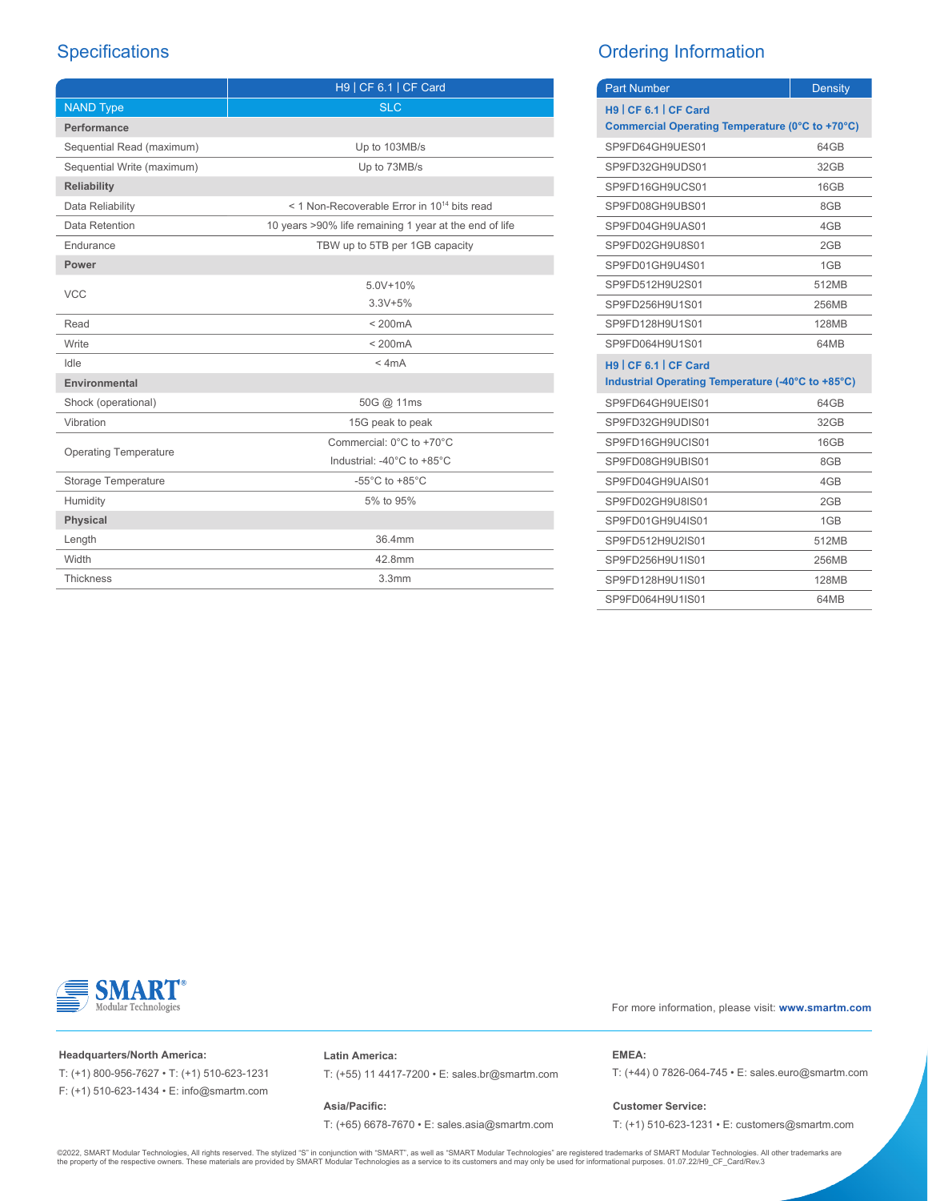## Specifications

| | H9 \| CF 6.1 \| CF Card |
|---|---|
| NAND Type | SLC |
| **Performance** | |
| Sequential Read (maximum) | Up to 103MB/s |
| Sequential Write (maximum) | Up to 73MB/s |
| **Reliability** | |
| Data Reliability | < 1 Non-Recoverable Error in $10^{14}$ bits read |
| Data Retention | 10 years >90% life remaining 1 year at the end of life |
| Endurance | TBW up to 5TB per 1GB capacity |
| **Power** | |
| VCC | 5.0V+10%<br>3.3V+5% |
| Read | < 200mA |
| Write | < 200mA |
| Idle | < 4mA |
| **Environmental** | |
| Shock (operational) | 50G @ 11ms |
| Vibration | 15G peak to peak |
| Operating Temperature | Commercial: 0°C to +70°C<br>Industrial: -40°C to +85°C |
| Storage Temperature | -55°C to +85°C |
| Humidity | 5% to 95% |
| **Physical** | |
| Length | 36.4mm |
| Width | 42.8mm |
| Thickness | 3.3mm |

## Ordering Information

| Part Number | Density |
|---|---|
| **H9 \| CF 6.1 \| CF Card<br>Commercial Operating Temperature (0°C to +70°C)** | |
| SP9FD64GH9UES01 | 64GB |
| SP9FD32GH9UDS01 | 32GB |
| SP9FD16GH9UCS01 | 16GB |
| SP9FD08GH9UBS01 | 8GB |
| SP9FD04GH9UAS01 | 4GB |
| SP9FD02GH9U8S01 | 2GB |
| SP9FD01GH9U4S01 | 1GB |
| SP9FD512H9U2S01 | 512MB |
| SP9FD256H9U1S01 | 256MB |
| SP9FD128H9U1S01 | 128MB |
| SP9FD064H9U1S01 | 64MB |
| **H9 \| CF 6.1 \| CF Card<br>Industrial Operating Temperature (-40°C to +85°C)** | |
| SP9FD64GH9UEIS01 | 64GB |
| SP9FD32GH9UDIS01 | 32GB |
| SP9FD16GH9UCIS01 | 16GB |
| SP9FD08GH9UBIS01 | 8GB |
| SP9FD04GH9UAIS01 | 4GB |
| SP9FD02GH9U8IS01 | 2GB |
| SP9FD01GH9U4IS01 | 1GB |
| SP9FD512H9U2IS01 | 512MB |
| SP9FD256H9U1IS01 | 256MB |
| SP9FD128H9U1IS01 | 128MB |
| SP9FD064H9U1IS01 | 64MB |

SMART® Modular Technologies

For more information, please visit: **www.smartm.com**

**Headquarters/North America:**
T: (+1) 800-956-7627 • T: (+1) 510-623-1231
F: (+1) 510-623-1434 • E: info@smartm.com

**Latin America:**
T: (+55) 11 4417-7200 • E: sales.br@smartm.com

**Asia/Pacific:**
T: (+65) 6678-7670 • E: sales.asia@smartm.com

**EMEA:**
T: (+44) 0 7826-064-745 • E: sales.euro@smartm.com

**Customer Service:**
T: (+1) 510-623-1231 • E: customers@smartm.com

©2022, SMART Modular Technologies, All rights reserved. The stylized "S" in conjunction with "SMART", as well as "SMART Modular Technologies" are registered trademarks of SMART Modular Technologies. All other trademarks are the property of the respective owners. These materials are provided by SMART Modular Technologies as a service to its customers and may only be used for informational purposes. 01.07.22/H9_CF_Card/Rev.3